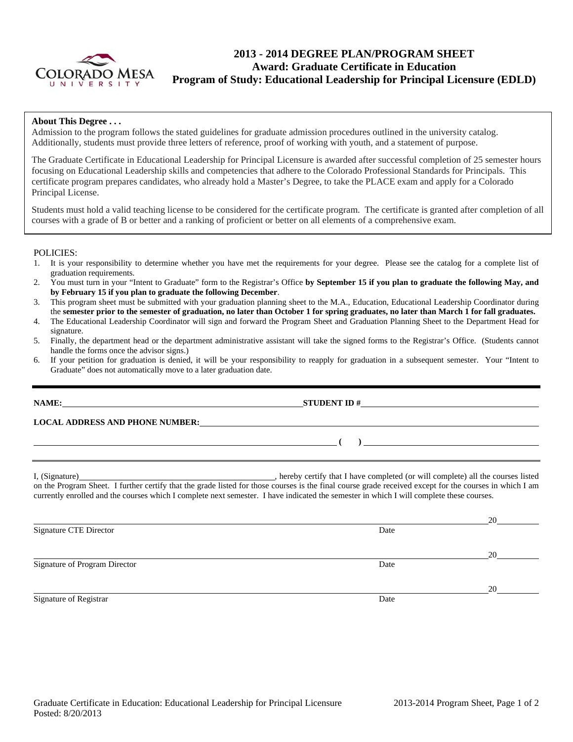# 2013 - 2014 DEGREE PLAN/PROGRAM SHEET
## Award: Graduate Certificate in Education
## Program of Study: Educational Leadership for Principal Licensure (EDLD)

**About This Degree . . .**

Admission to the program follows the stated guidelines for graduate admission procedures outlined in the university catalog. Additionally, students must provide three letters of reference, proof of working with youth, and a statement of purpose.

The Graduate Certificate in Educational Leadership for Principal Licensure is awarded after successful completion of 25 semester hours focusing on Educational Leadership skills and competencies that adhere to the Colorado Professional Standards for Principals. This certificate program prepares candidates, who already hold a Master's Degree, to take the PLACE exam and apply for a Colorado Principal License.

Students must hold a valid teaching license to be considered for the certificate program. The certificate is granted after completion of all courses with a grade of B or better and a ranking of proficient or better on all elements of a comprehensive exam.

POLICIES:

1. It is your responsibility to determine whether you have met the requirements for your degree. Please see the catalog for a complete list of graduation requirements.
2. You must turn in your "Intent to Graduate" form to the Registrar's Office **by September 15 if you plan to graduate the following May, and by February 15 if you plan to graduate the following December**.
3. This program sheet must be submitted with your graduation planning sheet to the M.A., Education, Educational Leadership Coordinator during the **semester prior to the semester of graduation, no later than October 1 for spring graduates, no later than March 1 for fall graduates.**
4. The Educational Leadership Coordinator will sign and forward the Program Sheet and Graduation Planning Sheet to the Department Head for signature.
5. Finally, the department head or the department administrative assistant will take the signed forms to the Registrar's Office. (Students cannot handle the forms once the advisor signs.)
6. If your petition for graduation is denied, it will be your responsibility to reapply for graduation in a subsequent semester. Your "Intent to Graduate" does not automatically move to a later graduation date.

---

**NAME:** ______________________________ **STUDENT ID #** ______________________________

**LOCAL ADDRESS AND PHONE NUMBER:** ______________________________

______________________________ **( )** ______________________________

I, (Signature) ______________________________, hereby certify that I have completed (or will complete) all the courses listed on the Program Sheet. I further certify that the grade listed for those courses is the final course grade received except for the courses in which I am currently enrolled and the courses which I complete next semester. I have indicated the semester in which I will complete these courses.

______________________________ 20____
Signature CTE Director                    Date

______________________________ 20____
Signature of Program Director                    Date

______________________________ 20____
Signature of Registrar                    Date

Graduate Certificate in Education: Educational Leadership for Principal Licensure
Posted: 8/20/2013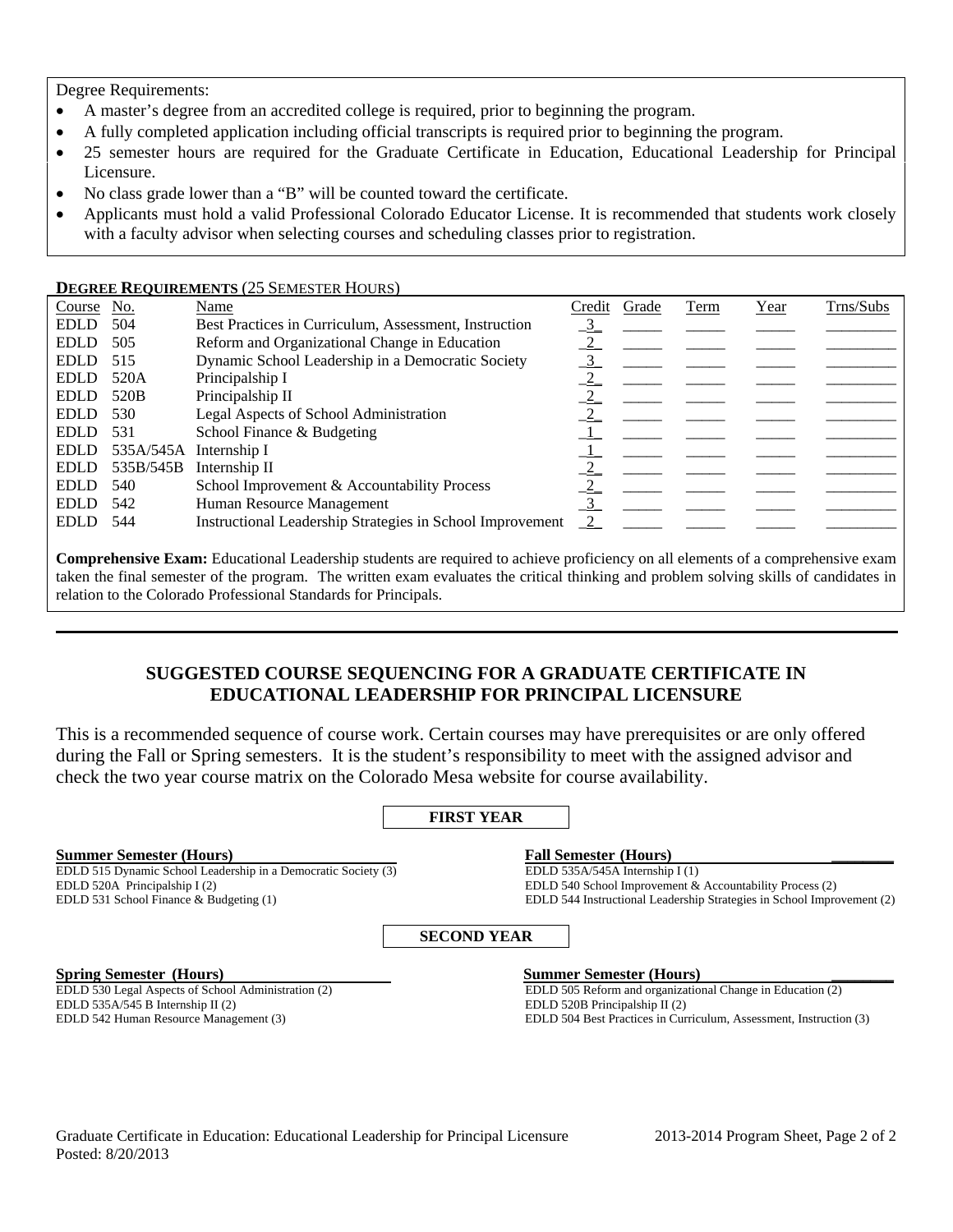Degree Requirements:

- A master's degree from an accredited college is required, prior to beginning the program.
- A fully completed application including official transcripts is required prior to beginning the program.
- 25 semester hours are required for the Graduate Certificate in Education, Educational Leadership for Principal Licensure.
- No class grade lower than a "B" will be counted toward the certificate.
- Applicants must hold a valid Professional Colorado Educator License. It is recommended that students work closely with a faculty advisor when selecting courses and scheduling classes prior to registration.

**DEGREE REQUIREMENTS** (25 SEMESTER HOURS)

| Course | No. | Name | Credit | Grade | Term | Year | Trns/Subs |
|---|---|---|---|---|---|---|---|
| EDLD | 504 | Best Practices in Curriculum, Assessment, Instruction | 3 | | | | |
| EDLD | 505 | Reform and Organizational Change in Education | 2 | | | | |
| EDLD | 515 | Dynamic School Leadership in a Democratic Society | 3 | | | | |
| EDLD | 520A | Principalship I | 2 | | | | |
| EDLD | 520B | Principalship II | 2 | | | | |
| EDLD | 530 | Legal Aspects of School Administration | 2 | | | | |
| EDLD | 531 | School Finance & Budgeting | 1 | | | | |
| EDLD | 535A/545A | Internship I | 1 | | | | |
| EDLD | 535B/545B | Internship II | 2 | | | | |
| EDLD | 540 | School Improvement & Accountability Process | 2 | | | | |
| EDLD | 542 | Human Resource Management | 3 | | | | |
| EDLD | 544 | Instructional Leadership Strategies in School Improvement | 2 | | | | |

**Comprehensive Exam:** Educational Leadership students are required to achieve proficiency on all elements of a comprehensive exam taken the final semester of the program. The written exam evaluates the critical thinking and problem solving skills of candidates in relation to the Colorado Professional Standards for Principals.

## SUGGESTED COURSE SEQUENCING FOR A GRADUATE CERTIFICATE IN EDUCATIONAL LEADERSHIP FOR PRINCIPAL LICENSURE

This is a recommended sequence of course work. Certain courses may have prerequisites or are only offered during the Fall or Spring semesters. It is the student's responsibility to meet with the assigned advisor and check the two year course matrix on the Colorado Mesa website for course availability.

### FIRST YEAR

**Summer Semester (Hours)**

EDLD 515 Dynamic School Leadership in a Democratic Society (3)
EDLD 520A Principalship I (2)
EDLD 531 School Finance & Budgeting (1)

**Fall Semester (Hours)**

EDLD 535A/545A Internship I (1)
EDLD 540 School Improvement & Accountability Process (2)
EDLD 544 Instructional Leadership Strategies in School Improvement (2)

### SECOND YEAR

**Spring Semester (Hours)**

EDLD 530 Legal Aspects of School Administration (2)
EDLD 535A/545 B Internship II (2)
EDLD 542 Human Resource Management (3)

**Summer Semester (Hours)**

EDLD 505 Reform and organizational Change in Education (2)
EDLD 520B Principalship II (2)
EDLD 504 Best Practices in Curriculum, Assessment, Instruction (3)